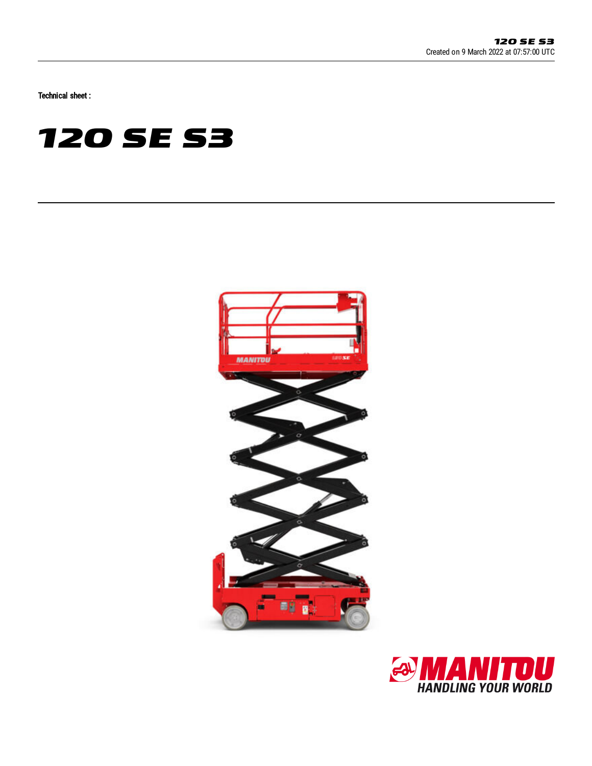Technical sheet :

# 120 SE S3

Created on 9 March 2022 at 07:57:00 UTC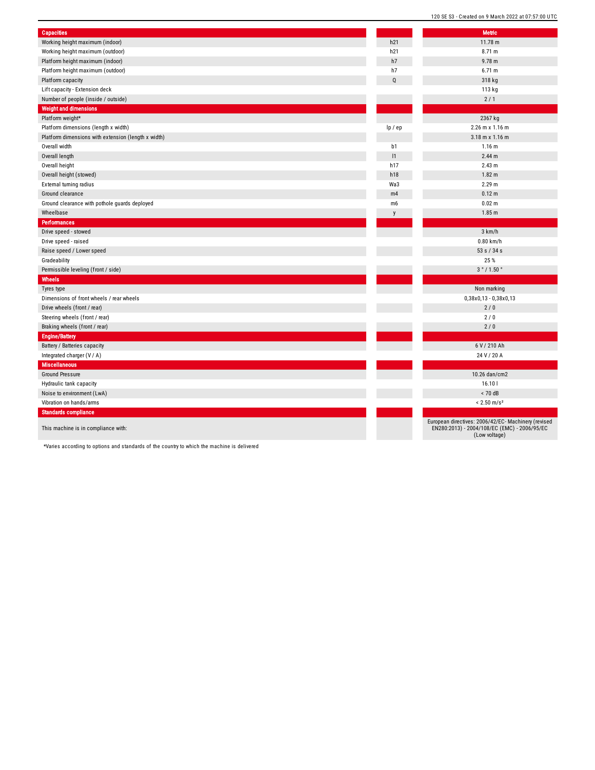| Capacities | | Metric |
|---|---|---|
| Working height maximum (indoor) | h21 | 11.78 m |
| Working height maximum (outdoor) | h21 | 8.71 m |
| Platform height maximum (indoor) | h7 | 9.78 m |
| Platform height maximum (outdoor) | h7 | 6.71 m |
| Platform capacity | Q | 318 kg |
| Lift capacity - Extension deck | | 113 kg |
| Number of people (inside / outside) | | 2 / 1 |
| **Weight and dimensions** | | |
| Platform weight* | | 2367 kg |
| Platform dimensions (length x width) | lp / ep | 2.26 m x 1.16 m |
| Platform dimensions with extension (length x width) | | 3.18 m x 1.16 m |
| Overall width | b1 | 1.16 m |
| Overall length | l1 | 2.44 m |
| Overall height | h17 | 2.43 m |
| Overall height (stowed) | h18 | 1.82 m |
| External turning radius | Wa3 | 2.29 m |
| Ground clearance | m4 | 0.12 m |
| Ground clearance with pothole guards deployed | m6 | 0.02 m |
| Wheelbase | y | 1.85 m |
| **Performances** | | |
| Drive speed - stowed | | 3 km/h |
| Drive speed - raised | | 0.80 km/h |
| Raise speed / Lower speed | | 53 s / 34 s |
| Gradeability | | 25 % |
| Permissible leveling (front / side) | | 3 ° / 1.50 ° |
| **Wheels** | | |
| Tyres type | | Non marking |
| Dimensions of front wheels / rear wheels | | 0,38x0,13 - 0,38x0,13 |
| Drive wheels (front / rear) | | 2 / 0 |
| Steering wheels (front / rear) | | 2 / 0 |
| Braking wheels (front / rear) | | 2 / 0 |
| **Engine/Battery** | | |
| Battery / Batteries capacity | | 6 V / 210 Ah |
| Integrated charger (V / A) | | 24 V / 20 A |
| **Miscellaneous** | | |
| Ground Pressure | | 10.26 dan/cm2 |
| Hydraulic tank capacity | | 16.10 l |
| Noise to environment (LwA) | | < 70 dB |
| Vibration on hands/arms | | < 2.50 m/s² |
| **Standards compliance** | | |
| This machine is in compliance with: | | European directives: 2006/42/EC- Machinery (revised EN280:2013) - 2004/108/EC (EMC) - 2006/95/EC (Low voltage) |

*Varies according to options and standards of the country to which the machine is delivered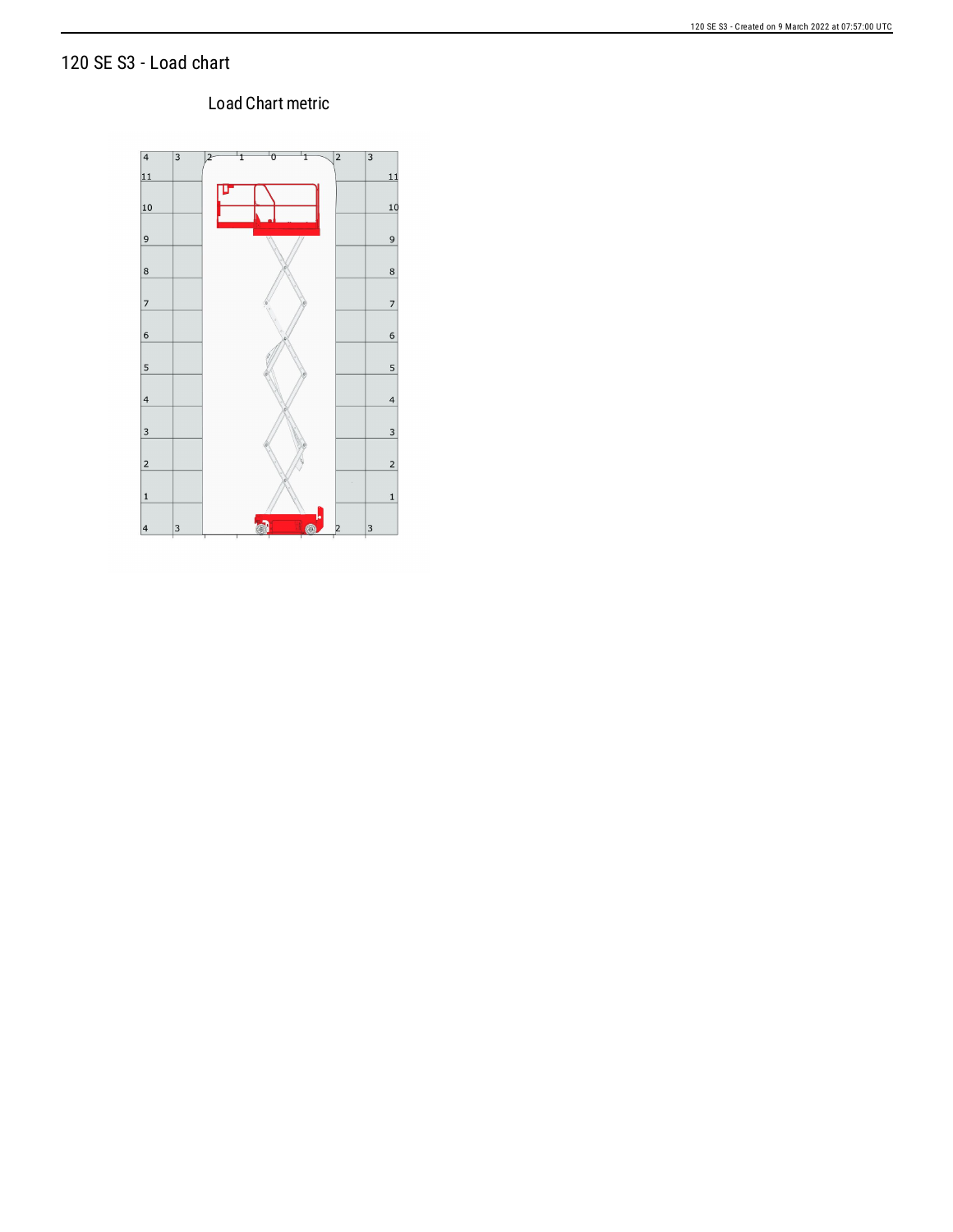# 120 SE S3 - Load chart

Load Chart metric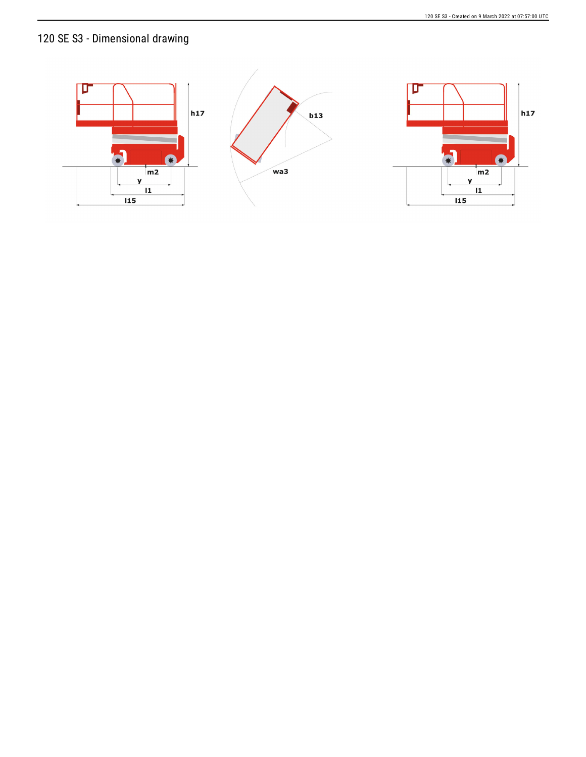# 120 SE S3 - Dimensional drawing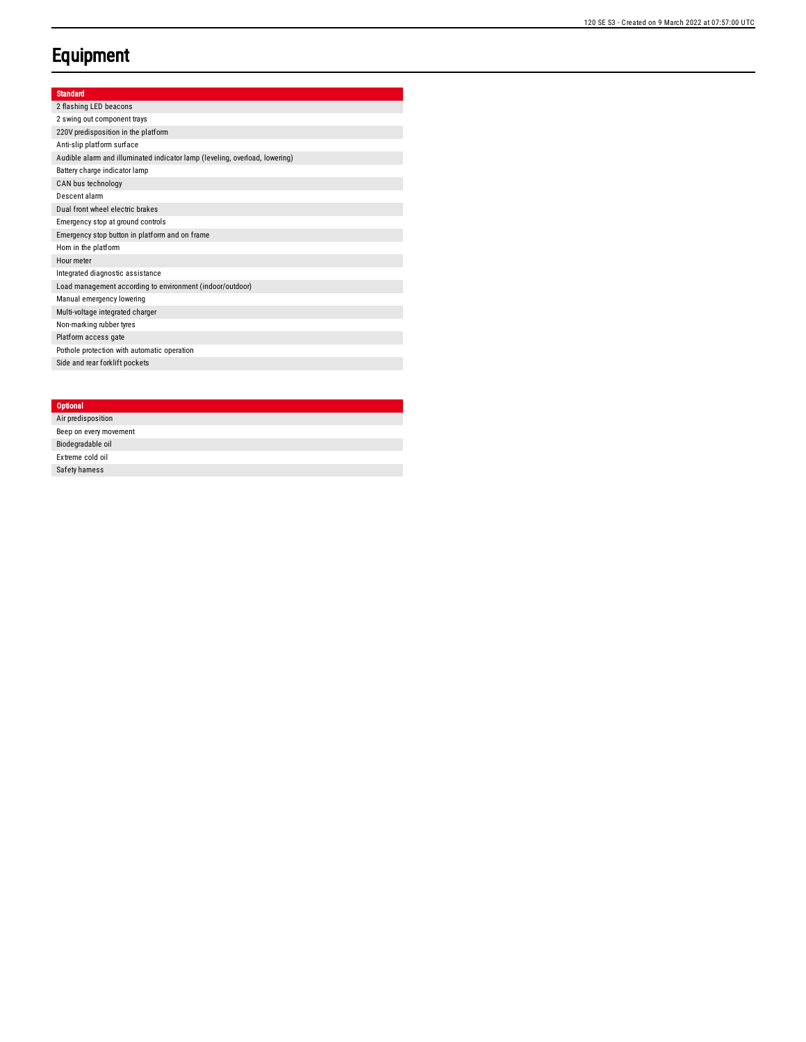# Equipment

| Standard |
| --- |
| 2 flashing LED beacons |
| 2 swing out component trays |
| 220V predisposition in the platform |
| Anti-slip platform surface |
| Audible alarm and illuminated indicator lamp (leveling, overload, lowering) |
| Battery charge indicator lamp |
| CAN bus technology |
| Descent alarm |
| Dual front wheel electric brakes |
| Emergency stop at ground controls |
| Emergency stop button in platform and on frame |
| Horn in the platform |
| Hour meter |
| Integrated diagnostic assistance |
| Load management according to environment (indoor/outdoor) |
| Manual emergency lowering |
| Multi-voltage integrated charger |
| Non-marking rubber tyres |
| Platform access gate |
| Pothole protection with automatic operation |
| Side and rear forklift pockets |

| Optional |
| --- |
| Air predisposition |
| Beep on every movement |
| Biodegradable oil |
| Extreme cold oil |
| Safety harness |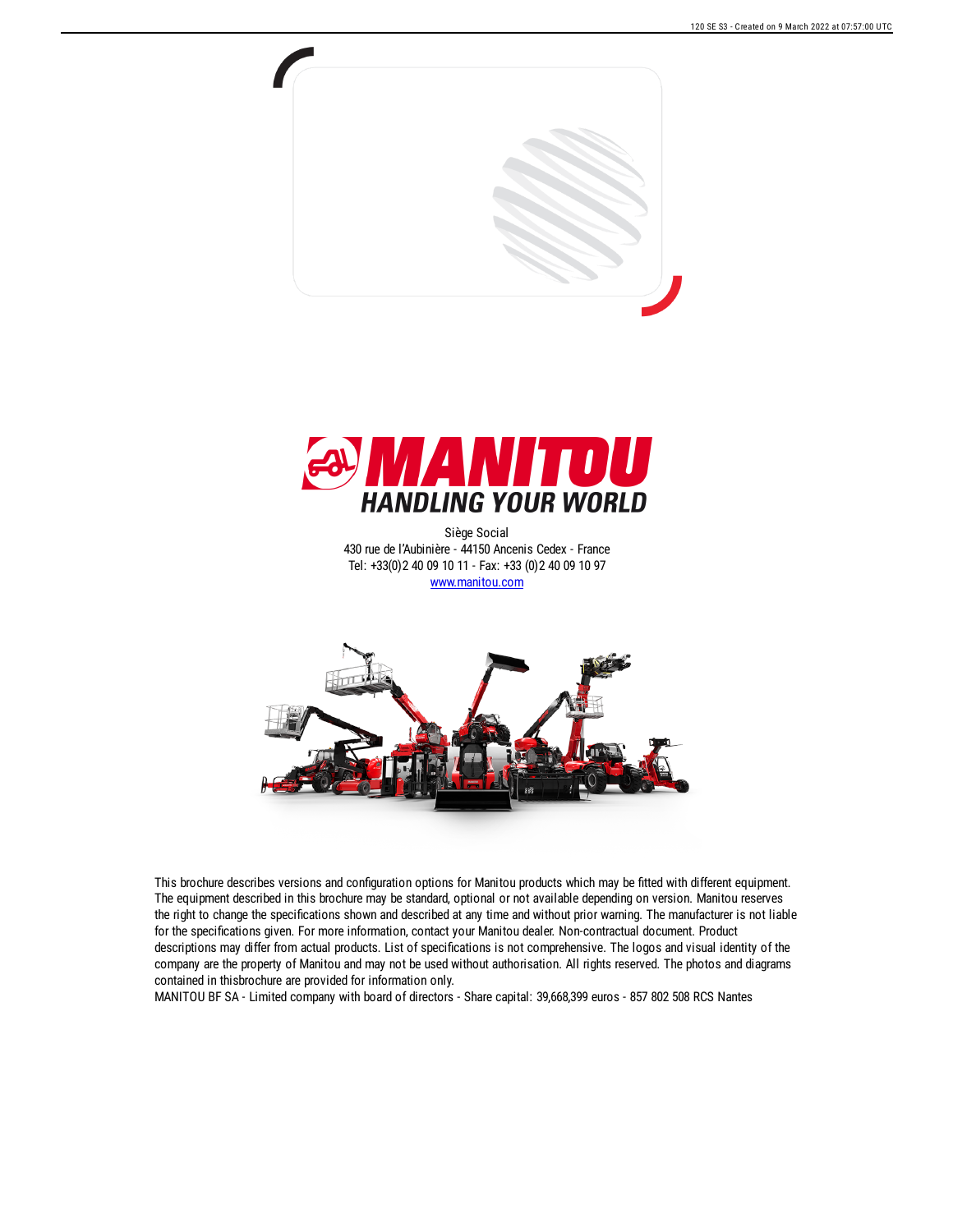MANITOU
HANDLING YOUR WORLD

Siège Social
430 rue de l'Aubinière - 44150 Ancenis Cedex - France
Tel: +33(0)2 40 09 10 11 - Fax: +33 (0)2 40 09 10 97
www.manitou.com

This brochure describes versions and configuration options for Manitou products which may be fitted with different equipment. The equipment described in this brochure may be standard, optional or not available depending on version. Manitou reserves the right to change the specifications shown and described at any time and without prior warning. The manufacturer is not liable for the specifications given. For more information, contact your Manitou dealer. Non-contractual document. Product descriptions may differ from actual products. List of specifications is not comprehensive. The logos and visual identity of the company are the property of Manitou and may not be used without authorisation. All rights reserved. The photos and diagrams contained in thisbrochure are provided for information only.
MANITOU BF SA - Limited company with board of directors - Share capital: 39,668,399 euros - 857 802 508 RCS Nantes